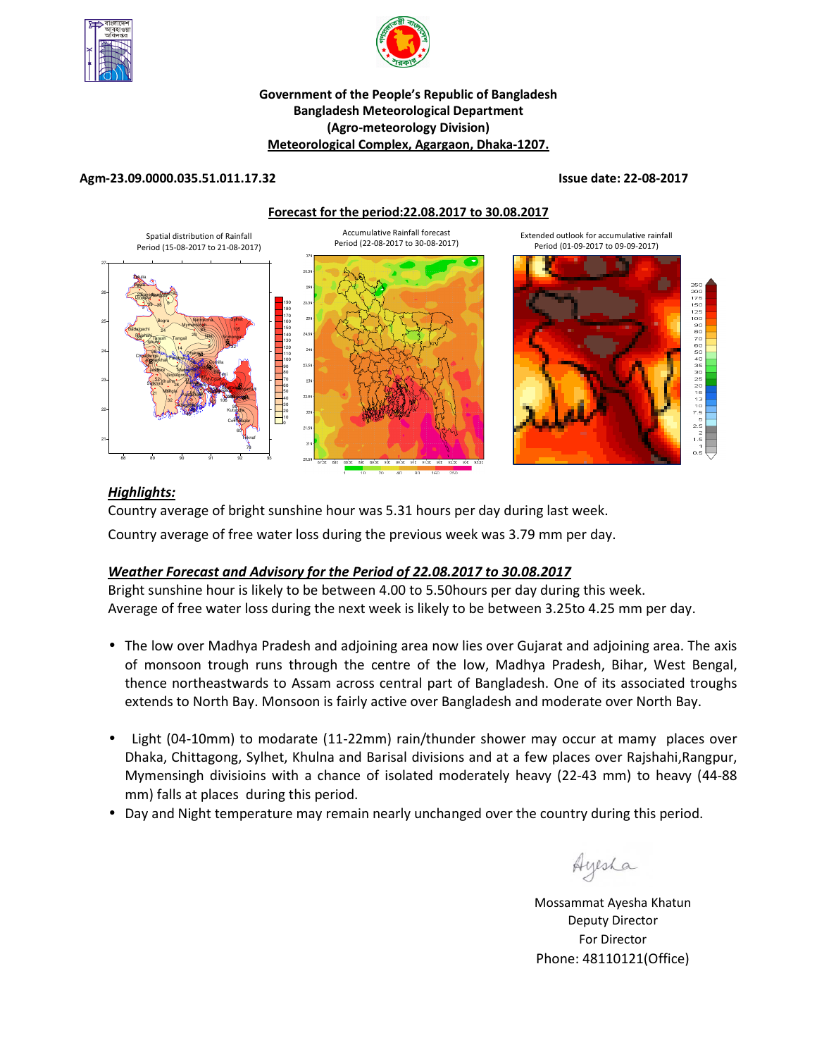**Government of the People's Republic of Bangladesh**
**Bangladesh Meteorological Department**
**(Agro-meteorology Division)**
**Meteorological Complex, Agargaon, Dhaka-1207.**

**Agm-23.09.0000.035.51.011.17.32** **Issue date: 22-08-2017**

**Forecast for the period:22.08.2017 to 30.08.2017**

Spatial distribution of Rainfall Period (15-08-2017 to 21-08-2017)

Accumulative Rainfall forecast Period (22-08-2017 to 30-08-2017)

Extended outlook for accumulative rainfall Period (01-09-2017 to 09-09-2017)

## *Highlights:*

Country average of bright sunshine hour was 5.31 hours per day during last week.

Country average of free water loss during the previous week was 3.79 mm per day.

## *Weather Forecast and Advisory for the Period of 22.08.2017 to 30.08.2017*

Bright sunshine hour is likely to be between 4.00 to 5.50hours per day during this week.
Average of free water loss during the next week is likely to be between 3.25to 4.25 mm per day.

- The low over Madhya Pradesh and adjoining area now lies over Gujarat and adjoining area. The axis of monsoon trough runs through the centre of the low, Madhya Pradesh, Bihar, West Bengal, thence northeastwards to Assam across central part of Bangladesh. One of its associated troughs extends to North Bay. Monsoon is fairly active over Bangladesh and moderate over North Bay.
- Light (04-10mm) to modarate (11-22mm) rain/thunder shower may occur at mamy places over Dhaka, Chittagong, Sylhet, Khulna and Barisal divisions and at a few places over Rajshahi,Rangpur, Mymensingh divisioins with a chance of isolated moderately heavy (22-43 mm) to heavy (44-88 mm) falls at places during this period.
- Day and Night temperature may remain nearly unchanged over the country during this period.

Ayesha

Mossammat Ayesha Khatun
Deputy Director
For Director
Phone: 48110121(Office)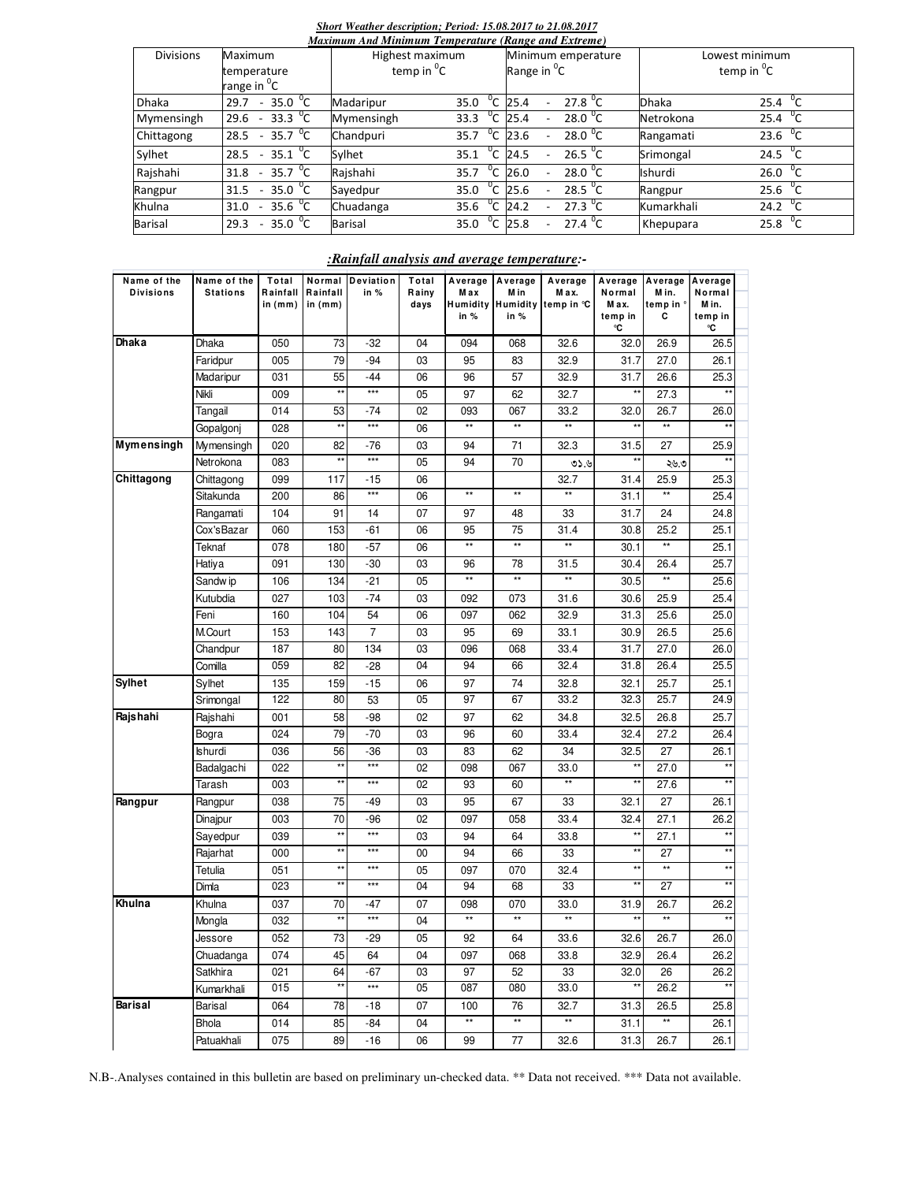***Short Weather description; Period: 15.08.2017 to 21.08.2017***

***Maximum And Minimum Temperature (Range and Extreme)***

| Divisions | Maximum temperature range in $^{0}$C | Highest maximum temp in $^{0}$C | | Minimum emperature Range in $^{0}$C | Lowest minimum temp in $^{0}$C | |
|---|---|---|---|---|---|---|
| Dhaka | 29.7 - 35.0 $^{0}$C | Madaripur | 35.0 $^{0}$C | 25.4 - 27.8 $^{0}$C | Dhaka | 25.4 $^{0}$C |
| Mymensingh | 29.6 - 33.3 $^{0}$C | Mymensingh | 33.3 $^{0}$C | 25.4 - 28.0 $^{0}$C | Netrokona | 25.4 $^{0}$C |
| Chittagong | 28.5 - 35.7 $^{0}$C | Chandpuri | 35.7 $^{0}$C | 23.6 - 28.0 $^{0}$C | Rangamati | 23.6 $^{0}$C |
| Sylhet | 28.5 - 35.1 $^{0}$C | Sylhet | 35.1 $^{0}$C | 24.5 - 26.5 $^{0}$C | Srimongal | 24.5 $^{0}$C |
| Rajshahi | 31.8 - 35.7 $^{0}$C | Rajshahi | 35.7 $^{0}$C | 26.0 - 28.0 $^{0}$C | Ishurdi | 26.0 $^{0}$C |
| Rangpur | 31.5 - 35.0 $^{0}$C | Sayedpur | 35.0 $^{0}$C | 25.6 - 28.5 $^{0}$C | Rangpur | 25.6 $^{0}$C |
| Khulna | 31.0 - 35.6 $^{0}$C | Chuadanga | 35.6 $^{0}$C | 24.2 - 27.3 $^{0}$C | Kumarkhali | 24.2 $^{0}$C |
| Barisal | 29.3 - 35.0 $^{0}$C | Barisal | 35.0 $^{0}$C | 25.8 - 27.4 $^{0}$C | Khepupara | 25.8 $^{0}$C |

***:Rainfall analysis and average temperature:-***

| Name of the Divisions | Name of the Stations | Total Rainfall in (mm) | Normal Rainfall in (mm) | Deviation in % | Total Rainy days | Average Max Humidity in % | Average Min Humidity in % | Average Max. temp in ℃ | Average Normal Max. temp in ℃ | Average Min. temp in ℃ | Average Normal Min. temp in ℃ |
|---|---|---|---|---|---|---|---|---|---|---|---|
| **Dhaka** | Dhaka | 050 | 73 | -32 | 04 | 094 | 068 | 32.6 | 32.0 | 26.9 | 26.5 |
| | Faridpur | 005 | 79 | -94 | 03 | 95 | 83 | 32.9 | 31.7 | 27.0 | 26.1 |
| | Madaripur | 031 | 55 | -44 | 06 | 96 | 57 | 32.9 | 31.7 | 26.6 | 25.3 |
| | Nikli | 009 | ** | *** | 05 | 97 | 62 | 32.7 | ** | 27.3 | ** |
| | Tangail | 014 | 53 | -74 | 02 | 093 | 067 | 33.2 | 32.0 | 26.7 | 26.0 |
| | Gopalgonj | 028 | ** | *** | 06 | ** | ** | ** | ** | ** | ** |
| **Mymensingh** | Mymensingh | 020 | 82 | -76 | 03 | 94 | 71 | 32.3 | 31.5 | 27 | 25.9 |
| | Netrokona | 083 | ** | *** | 05 | 94 | 70 | ৩১.৬ | ** | ২৬.৩ | ** |
| **Chittagong** | Chittagong | 099 | 117 | -15 | 06 | | | 32.7 | 31.4 | 25.9 | 25.3 |
| | Sitakunda | 200 | 86 | *** | 06 | ** | ** | ** | 31.1 | ** | 25.4 |
| | Rangamati | 104 | 91 | 14 | 07 | 97 | 48 | 33 | 31.7 | 24 | 24.8 |
| | Cox'sBazar | 060 | 153 | -61 | 06 | 95 | 75 | 31.4 | 30.8 | 25.2 | 25.1 |
| | Teknaf | 078 | 180 | -57 | 06 | ** | ** | ** | 30.1 | ** | 25.1 |
| | Hatiya | 091 | 130 | -30 | 03 | 96 | 78 | 31.5 | 30.4 | 26.4 | 25.7 |
| | Sandwip | 106 | 134 | -21 | 05 | ** | ** | ** | 30.5 | ** | 25.6 |
| | Kutubdia | 027 | 103 | -74 | 03 | 092 | 073 | 31.6 | 30.6 | 25.9 | 25.4 |
| | Feni | 160 | 104 | 54 | 06 | 097 | 062 | 32.9 | 31.3 | 25.6 | 25.0 |
| | M.Court | 153 | 143 | 7 | 03 | 95 | 69 | 33.1 | 30.9 | 26.5 | 25.6 |
| | Chandpur | 187 | 80 | 134 | 03 | 096 | 068 | 33.4 | 31.7 | 27.0 | 26.0 |
| | Comilla | 059 | 82 | -28 | 04 | 94 | 66 | 32.4 | 31.8 | 26.4 | 25.5 |
| **Sylhet** | Sylhet | 135 | 159 | -15 | 06 | 97 | 74 | 32.8 | 32.1 | 25.7 | 25.1 |
| | Srimongal | 122 | 80 | 53 | 05 | 97 | 67 | 33.2 | 32.3 | 25.7 | 24.9 |
| **Rajshahi** | Rajshahi | 001 | 58 | -98 | 02 | 97 | 62 | 34.8 | 32.5 | 26.8 | 25.7 |
| | Bogra | 024 | 79 | -70 | 03 | 96 | 60 | 33.4 | 32.4 | 27.2 | 26.4 |
| | Ishurdi | 036 | 56 | -36 | 03 | 83 | 62 | 34 | 32.5 | 27 | 26.1 |
| | Badalgachi | 022 | ** | *** | 02 | 098 | 067 | 33.0 | ** | 27.0 | ** |
| | Tarash | 003 | ** | *** | 02 | 93 | 60 | ** | ** | 27.6 | ** |
| **Rangpur** | Rangpur | 038 | 75 | -49 | 03 | 95 | 67 | 33 | 32.1 | 27 | 26.1 |
| | Dinajpur | 003 | 70 | -96 | 02 | 097 | 058 | 33.4 | 32.4 | 27.1 | 26.2 |
| | Sayedpur | 039 | ** | *** | 03 | 94 | 64 | 33.8 | ** | 27.1 | ** |
| | Rajarhat | 000 | ** | *** | 00 | 94 | 66 | 33 | ** | 27 | ** |
| | Tetulia | 051 | ** | *** | 05 | 097 | 070 | 32.4 | ** | ** | ** |
| | Dimla | 023 | ** | *** | 04 | 94 | 68 | 33 | ** | 27 | ** |
| **Khulna** | Khulna | 037 | 70 | -47 | 07 | 098 | 070 | 33.0 | 31.9 | 26.7 | 26.2 |
| | Mongla | 032 | ** | *** | 04 | ** | ** | ** | ** | ** | ** |
| | Jessore | 052 | 73 | -29 | 05 | 92 | 64 | 33.6 | 32.6 | 26.7 | 26.0 |
| | Chuadanga | 074 | 45 | 64 | 04 | 097 | 068 | 33.8 | 32.9 | 26.4 | 26.2 |
| | Satkhira | 021 | 64 | -67 | 03 | 97 | 52 | 33 | 32.0 | 26 | 26.2 |
| | Kumarkhali | 015 | ** | *** | 05 | 087 | 080 | 33.0 | ** | 26.2 | ** |
| **Barisal** | Barisal | 064 | 78 | -18 | 07 | 100 | 76 | 32.7 | 31.3 | 26.5 | 25.8 |
| | Bhola | 014 | 85 | -84 | 04 | ** | ** | ** | 31.1 | ** | 26.1 |
| | Patuakhali | 075 | 89 | -16 | 06 | 99 | 77 | 32.6 | 31.3 | 26.7 | 26.1 |

N.B-.Analyses contained in this bulletin are based on preliminary un-checked data. ** Data not received. *** Data not available.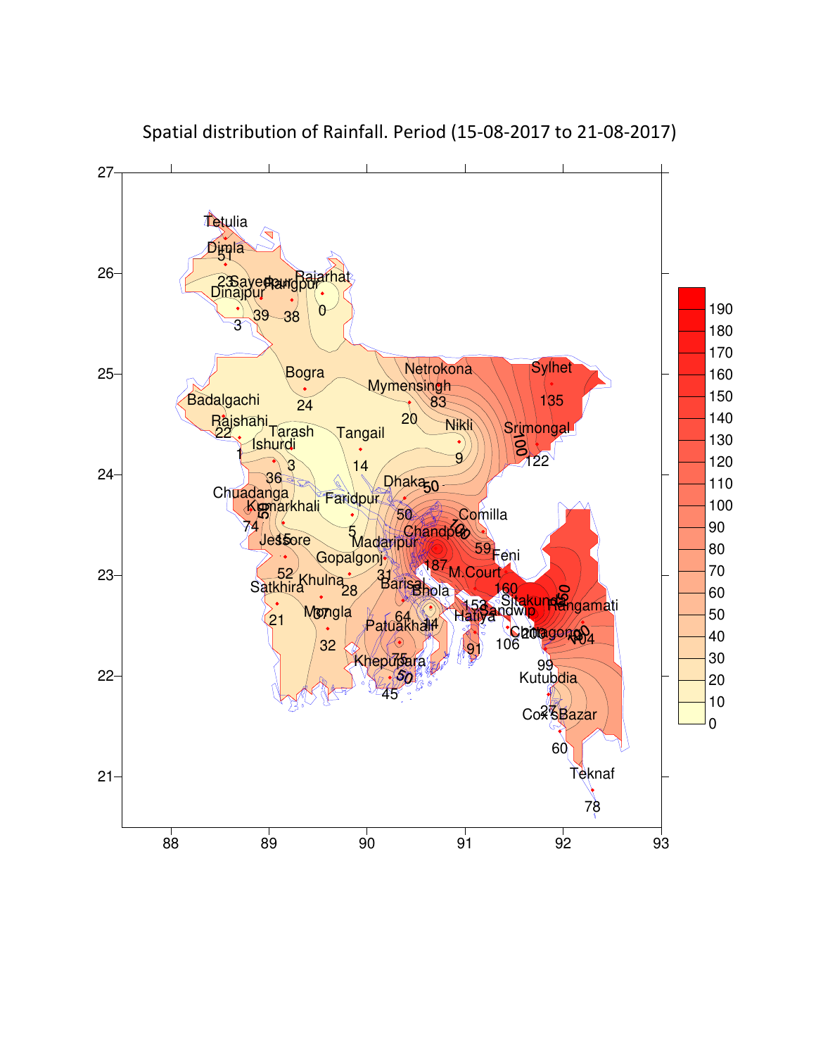Spatial distribution of Rainfall. Period (15-08-2017 to 21-08-2017)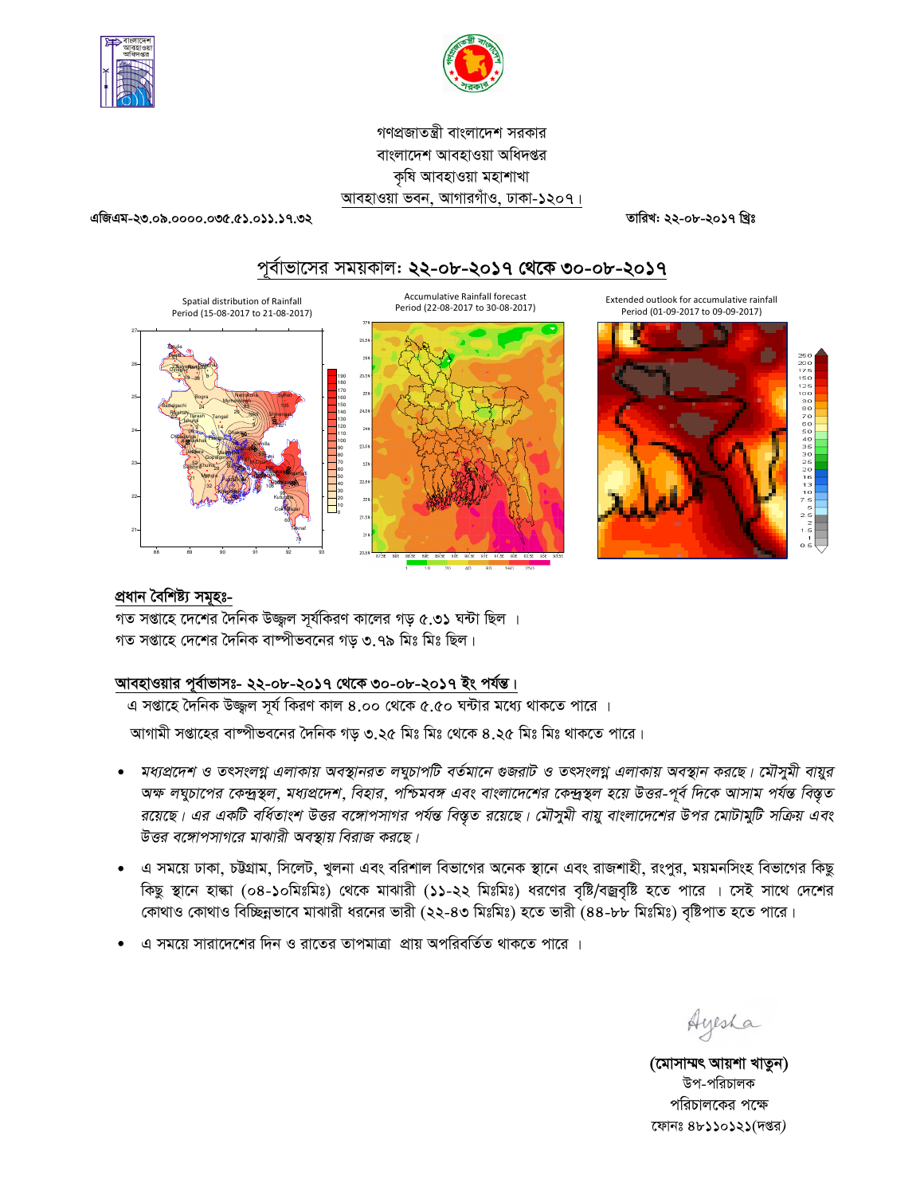গণপ্রজাতন্ত্রী বাংলাদেশ সরকার
বাংলাদেশ আবহাওয়া অধিদপ্তর
কৃষি আবহাওয়া মহাশাখা
আবহাওয়া ভবন, আগারগাঁও, ঢাকা-১২০৭।

এজিএম-২৩.০৯.০০০০.০৩৫.৫১.০১১.১৭.৩২

তারিখ: ২২-০৮-২০১৭ খ্রিঃ

## পূর্বাভাসের সময়কাল: ২২-০৮-২০১৭ থেকে ৩০-০৮-২০১৭

Spatial distribution of Rainfall Period (15-08-2017 to 21-08-2017)

Accumulative Rainfall forecast Period (22-08-2017 to 30-08-2017)

Extended outlook for accumulative rainfall Period (01-09-2017 to 09-09-2017)

### প্রধান বৈশিষ্ট্য সমূহঃ-

গত সপ্তাহে দেশের দৈনিক উজ্জ্বল সূর্যকিরণ কালের গড় ৫.৩১ ঘন্টা ছিল ।

গত সপ্তাহে দেশের দৈনিক বাষ্পীভবনের গড় ৩.৭৯ মিঃ মিঃ ছিল।

### আবহাওয়ার পূর্বাভাসঃ- ২২-০৮-২০১৭ থেকে ৩০-০৮-২০১৭ ইং পর্যন্ত।

এ সপ্তাহে দৈনিক উজ্জ্বল সূর্য কিরণ কাল ৪.০০ থেকে ৫.৫০ ঘন্টার মধ্যে থাকতে পারে ।

আগামী সপ্তাহের বাষ্পীভবনের দৈনিক গড় ৩.২৫ মিঃ মিঃ থেকে ৪.২৫ মিঃ মিঃ থাকতে পারে।

- *মধ্যপ্রদেশ ও তৎসংলগ্ন এলাকায় অবস্থানরত লঘুচাপটি বর্তমানে গুজরাট ও তৎসংলগ্ন এলাকায় অবস্থান করছে। মৌসুমী বায়ুর অক্ষ লঘুচাপের কেন্দ্রস্থল, মধ্যপ্রদেশ, বিহার, পশ্চিমবঙ্গ এবং বাংলাদেশের কেন্দ্রস্থল হয়ে উত্তর-পূর্ব দিকে আসাম পর্যন্ত বিস্তৃত রয়েছে। এর একটি বর্ধিতাংশ উত্তর বঙ্গোপসাগর পর্যন্ত বিস্তৃত রয়েছে। মৌসুমী বায়ু বাংলাদেশের উপর মোটামুটি সক্রিয় এবং উত্তর বঙ্গোপসাগরে মাঝারী অবস্থায় বিরাজ করছে।*
- এ সময়ে ঢাকা, চট্টগ্রাম, সিলেট, খুলনা এবং বরিশাল বিভাগের অনেক স্থানে এবং রাজশাহী, রংপুর, ময়মনসিংহ বিভাগের কিছু কিছু স্থানে হাল্কা (০৪-১০মিঃমিঃ) থেকে মাঝারী (১১-২২ মিঃমিঃ) ধরণের বৃষ্টি/বজ্রবৃষ্টি হতে পারে । সেই সাথে দেশের কোথাও কোথাও বিচ্ছিন্নভাবে মাঝারী ধরনের ভারী (২২-৪৩ মিঃমিঃ) হতে ভারী (৪৪-৮৮ মিঃমিঃ) বৃষ্টিপাত হতে পারে।
- এ সময়ে সারাদেশের দিন ও রাতের তাপমাত্রা প্রায় অপরিবর্তিত থাকতে পারে ।

Ayesha

**(মোসাম্মৎ আয়শা খাতুন)**
উপ-পরিচালক
পরিচালকের পক্ষে
ফোনঃ ৪৮১১০১২১(দপ্তর)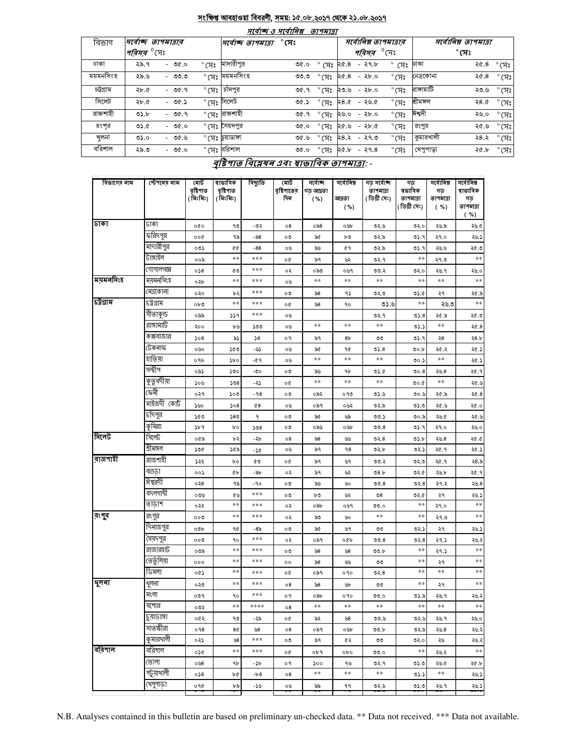## সংক্ষিপ্ত আবহাওয়া বিবরণী, সময়: ১৫.০৮.২০১৭ থেকে ২১.০৮.২০১৭

### সর্বোচ্চ ও সর্বোনিম্ন তাপমাত্রা

| বিভাগ | সর্বোচ্চ তাপমাত্রার পরিসর °সেঃ | সর্বোচ্চ তাপমাত্রা °সেঃ | | সর্বোনিম্ন তাপমাত্রার পরিসর °সেঃ | সর্বোনিম্ন তাপমাত্রা °সেঃ | |
|---|---|---|---|---|---|---|
| ঢাকা | ২৯.৭ - ৩৫.০ °সেঃ | মাদারীপুর | ৩৫.০ °সেঃ | ২৫.৪ - ২৭.৮ °সেঃ | ঢাকা | ২৫.৪ °সেঃ |
| ময়মনসিংহ | ২৯.৬ - ৩৩.৩ °সেঃ | ময়মনসিংহ | ৩৩.৩ °সেঃ | ২৫.৪ - ২৮.০ °সেঃ | নেত্রকোনা | ২৫.৪ °সেঃ |
| চট্টগ্রাম | ২৮.৫ - ৩৫.৭ °সেঃ | চাঁদপুর | ৩৫.৭ °সেঃ | ২৩.৬ - ২৮.০ °সেঃ | রাঙ্গামাটি | ২৩.৬ °সেঃ |
| সিলেট | ২৮.৫ - ৩৫.১ °সেঃ | সিলেট | ৩৫.১ °সেঃ | ২৪.৫ - ২৬.৫ °সেঃ | শ্রীমঙ্গল | ২৪.৫ °সেঃ |
| রাজশাহী | ৩১.৮ - ৩৫.৭ °সেঃ | রাজশাহী | ৩৫.৭ °সেঃ | ২৬.০ - ২৮.০ °সেঃ | ঈশ্বরদী | ২৬.০ °সেঃ |
| রংপুর | ৩১.৫ - ৩৫.০ °সেঃ | সৈয়দপুর | ৩৫.০ °সেঃ | ২৫.৬ - ২৮.৫ °সেঃ | রংপুর | ২৫.৬ °সেঃ |
| খুলনা | ৩১.০ - ৩৫.৬ °সেঃ | চুয়াডাঙ্গা | ৩৫.৬ °সেঃ | ২৪.২ - ২৭.৩ °সেঃ | কুমারখালী | ২৪.২ °সেঃ |
| বরিশাল | ২৯.৩ - ৩৫.০ °সেঃ | বরিশাল | ৩৫.০ °সেঃ | ২৫.৮ - ২৭.৪ °সেঃ | খেপুপাড়া | ২৫.৮ °সেঃ |

### বৃষ্টিপাত বিশ্লেষন এবং স্বাভাবিক তাপমাত্রা: -

| বিভাগের নাম | স্টেশনের নাম | মোট বৃষ্টিপাত (মিঃমিঃ) | স্বাভাবিক বৃষ্টিপাত (মিঃমিঃ) | বিচ্যুতি | মোট বৃষ্টিপাতের দিন | সর্বোচ্চ গড় আদ্রতা (%) | সর্বোনিম্ন আদ্রতা (%) | গড় সর্বোচ্চ তাপমাত্রা (ডিগ্রী সেঃ) | গড় স্বাভাবিক তাপমাত্রা (ডিগ্রী সেঃ) | সর্বোনিম্ন গড় তাপমাত্রা (%) | সর্বোনিম্ন স্বাভাবিক গড় তাপমাত্রা (%) |
|---|---|---|---|---|---|---|---|---|---|---|---|
| ঢাকা | ঢাকা | ০৫০ | ৭৩ | -৩২ | ০৪ | ০৯৪ | ০৬৮ | ৩২.৬ | ৩২.০ | ২৬.৯ | ২৬.৫ |
| | ফরিদপুর | ০০৫ | ৭৯ | -৯৪ | ০৩ | ৯৫ | ৮৩ | ৩২.৯ | ৩১.৭ | ২৭.০ | ২৬.১ |
| | মাদারীপুর | ০৩১ | ৫৫ | -৪৪ | ০৬ | ৯৬ | ৫৭ | ৩২.৯ | ৩১.৭ | ২৬.৬ | ২৫.৩ |
| | টাঙ্গাইল | ০০৯ | ** | *** | ০৫ | ৯৭ | ৬২ | ৩২.৭ | ** | ২৭.৩ | ** |
| | গোপালগঞ্জ | ০১৪ | ৫৩ | *** | ০২ | ০৯৩ | ০৬৭ | ৩৩.২ | ৩২.০ | ২৬.৭ | ২৬.০ |
| ময়মনসিংহ | ময়মনসিংহ | ০২৮ | ** | *** | ০৬ | ** | ** | ** | ** | ** | ** |
| | নেত্রকোনা | ০২০ | ৮২ | *** | ০৩ | ৯৪ | ৭১ | ৩২.৩ | ৩১.৫ | ২৭ | ২৫.৯ |
| চট্টগ্রাম | চট্টগ্রাম | ০৮৩ | ** | *** | ০৫ | ৯৪ | ৭০ | ৩১.৬ | ** | ২৬.৩ | ** |
| | সীতাকুন্ড | ০৯৯ | ১১৭ | *** | ০৬ | | | ৩২.৭ | ৩১.৪ | ২৫.৯ | ২৫.৩ |
| | রাঙ্গামাটি | ২০০ | ৮৬ | ১৩৩ | ০৬ | ** | ** | ** | ৩১.১ | ** | ২৫.৪ |
| | কক্সবাজার | ১০৪ | ৯১ | ১৪ | ০৭ | ৯৭ | ৪৮ | ৩৩ | ৩১.৭ | ২৪ | ২৪.৮ |
| | টেকনাফ | ০৬০ | ১৫৩ | -৬১ | ০৬ | ৯৫ | ৭৫ | ৩১.৪ | ৩০.৮ | ২৫.২ | ২৫.১ |
| | হাতিয়া | ০৭৮ | ১৮০ | -৫৭ | ০৬ | ** | ** | ** | ৩০.১ | ** | ২৫.১ |
| | সন্দীপ | ০৯১ | ১৩০ | -৩০ | ০৩ | ৯৬ | ৭৮ | ৩১.৫ | ৩০.৪ | ২৬.৪ | ২৫.৭ |
| | কুতুবদীয়া | ১০৬ | ১৩৪ | -২১ | ০৫ | ** | ** | ** | ৩০.৫ | ** | ২৫.৬ |
| | ফেনী | ০২৭ | ১০৩ | -৭৪ | ০৩ | ০৯২ | ০৭৩ | ৩১.৬ | ৩০.৬ | ২৫.৯ | ২৫.৪ |
| | মাইজদী কোর্ট | ১৬০ | ১০৪ | ৫৪ | ০৬ | ০৯৭ | ০৬২ | ৩২.৯ | ৩১.৩ | ২৫.৬ | ২৫.০ |
| | চাঁদপুর | ১৫৩ | ১৪৩ | ৭ | ০৩ | ৯৫ | ৬৯ | ৩৩.১ | ৩০.৯ | ২৬.৫ | ২৫.৬ |
| | কুমিল্লা | ১৮৭ | ৮০ | ১৩৪ | ০৩ | ০৯৬ | ০৬৮ | ৩৩.৪ | ৩১.৭ | ২৭.০ | ২৬.০ |
| সিলেট | সিলেট | ০৫৯ | ৮২ | -২৮ | ০৪ | ৯৪ | ৬৬ | ৩২.৪ | ৩১.৮ | ২৬.৪ | ২৫.৫ |
| | শ্রীমঙ্গল | ১৩৫ | ১৫৯ | -১৫ | ০৬ | ৯৭ | ৭৪ | ৩২.৮ | ৩২.১ | ২৫.৭ | ২৫.১ |
| রাজশাহী | রাজশাহী | ১২২ | ৮০ | ৫৩ | ০৫ | ৯৭ | ৬৭ | ৩৩.২ | ৩২.৩ | ২৫.৭ | ২৪.৯ |
| | বগুড়া | ০০১ | ৫৮ | -৯৮ | ০২ | ৯৭ | ৬২ | ৩৪.৮ | ৩২.৫ | ২৬.৮ | ২৫.৭ |
| | ঈশ্বরদী | ০২৪ | ৭৯ | -৭০ | ০৩ | ৯৬ | ৬০ | ৩৩.৪ | ৩২.৪ | ২৭.২ | ২৬.৪ |
| | বদলগাছী | ০৩৬ | ৫৬ | *** | ০৩ | ৮৩ | ৬২ | ৩৪ | ৩২.৫ | ২৭ | ২৬.১ |
| | তাড়াশ | ০২২ | ** | *** | ০২ | ০৯৮ | ০৬৭ | ৩৩.০ | ** | ২৭.০ | ** |
| রংপুর | রংপুর | ০০৩ | ** | *** | ০২ | ৯৩ | ৬০ | ** | ** | ২৭.৬ | ** |
| | দিনাজপুর | ০৩৮ | ৭৫ | -৪৯ | ০৩ | ৯৫ | ৬৭ | ৩৩ | ৩২.১ | ২৭ | ২৬.১ |
| | সৈয়দপুর | ০০৩ | ৭০ | *** | ০২ | ০৯৭ | ০৫৮ | ৩৩.৪ | ৩২.৪ | ২৭.১ | ২৬.২ |
| | রাজারহাট | ০৩৯ | ** | *** | ০৩ | ৯৪ | ৬৪ | ৩৩.৮ | ** | ২৭.১ | ** |
| | তেতুঁলিয়া | ০০০ | ** | *** | ০০ | ৯৪ | ৬৬ | ৩৩ | ** | ২৭ | ** |
| | ডিমলা | ০৫১ | ** | *** | ০৫ | ০৯৭ | ০৭০ | ৩২.৪ | ** | ** | ** |
| খুলনা | খুলনা | ০২৩ | ** | *** | ০৪ | ৯৪ | ৬৮ | ৩৩ | ** | ২৭ | ** |
| | মংলা | ০৩৭ | ৭০ | *** | ০৭ | ০৯৮ | ০৭০ | ৩৩.০ | ৩১.৯ | ২৬.৭ | ২৬.২ |
| | যশোর | ০৩২ | ** | **** | ০৪ | ** | ** | ** | ** | ** | ** |
| | চুয়াডাঙ্গা | ০৫২ | ৭৩ | -২৯ | ০৫ | ৯২ | ৬৪ | ৩৩.৬ | ৩২.৬ | ২৬.৭ | ২৬.০ |
| | সাতক্ষীরা | ০৭৪ | ৪৫ | ৬৪ | ০৪ | ০৯৭ | ০৬৮ | ৩৩.৮ | ৩২.৯ | ২৬.৪ | ২৬.২ |
| | কুমারখালী | ০২১ | ৬৪ | *** | ০৩ | ৯৭ | ৫২ | ৩৩ | ৩২.০ | ২৬ | ২৬.২ |
| বরিশাল | বরিশাল | ০১৫ | ** | *** | ০৫ | ০৮৭ | ০৮০ | ৩৩.০ | ** | ২৬.২ | ** |
| | ভোলা | ০৬৪ | ৭৮ | -১৮ | ০৭ | ১০০ | ৭৬ | ৩২.৭ | ৩১.৩ | ২৬.৫ | ২৫.৮ |
| | পটুয়াখালী | ০১৪ | ৮৫ | -৮৪ | ০৪ | ** | ** | ** | ৩১.১ | ** | ২৬.১ |
| | খেপুপাড়া | ০৭৫ | ৮৯ | -১৬ | ০৬ | ৯৯ | ৭৭ | ৩২.৬ | ৩১.৩ | ২৬.৭ | ২৬.১ |

N.B. Analyses contained in this bulletin are based on preliminary un-checked data. ** Data not received. *** Data not available.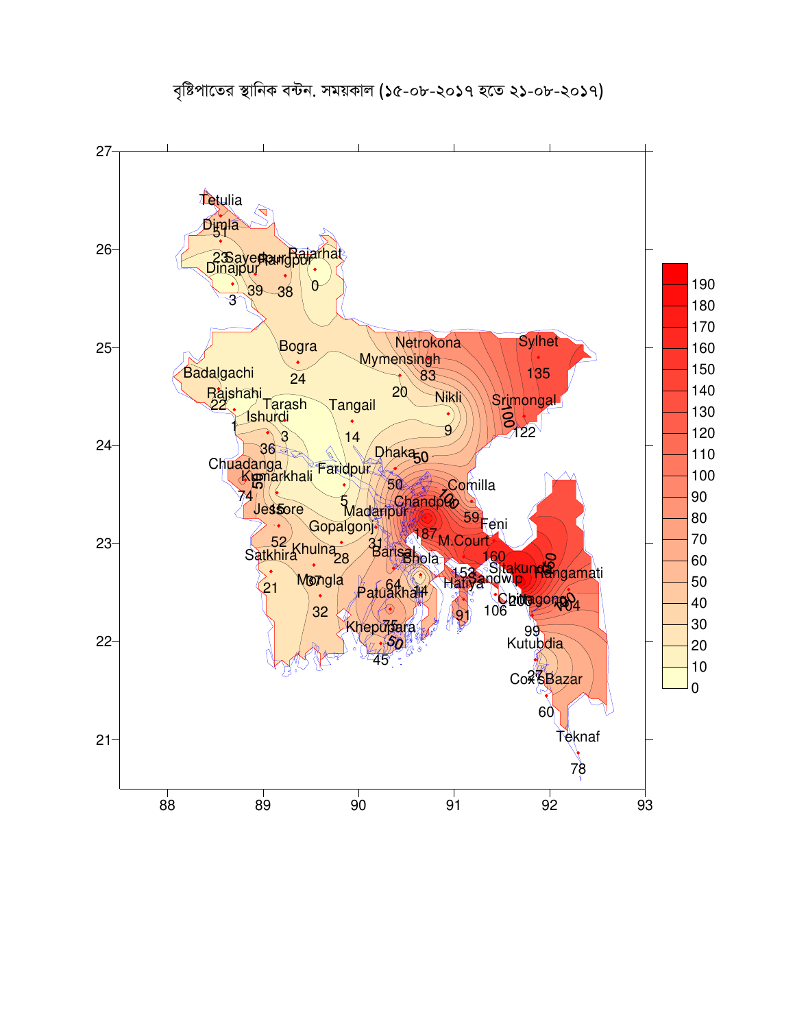বৃষ্টিপাতের স্থানিক বন্টন. সময়কাল (১৫-০৮-২০১৭ হতে ২১-০৮-২০১৭)

Tetulia
Dimla 51
Saidpur 23
Dinajpur 3
Rangpur 39
Rajarhat 38
0
Bogra 24
Netrokona 83
Sylhet 135
Mymensingh 20
Badalgachi
Rajshahi 22
Tarash 1
Ishurdi 3
Tangail 14
Nikli 9
Srimongal 122
Chuadanga 36
Kumarkhali 74
Faridpur 5
Dhaka 50
Comilla
Jessore 15
Madaripur
Chandpur 187
Feni 59
Gopalgonj 31
M.Court
Satkhira 52
Khulna 28
Barisal
Bhola
Sitakunda 160
Rangamati
Mongla 21
37
Patuakhali 64
14
Hatiya 153
Sandwip
Chittagong 200
104
Khepupara 75
91
106
99
45
Kutubdia
Cox'sBazar 27
60
Teknaf 78

27
26
25
24
23
22
21

88
89
90
91
92
93

190
180
170
160
150
140
130
120
110
100
90
80
70
60
50
40
30
20
10
0